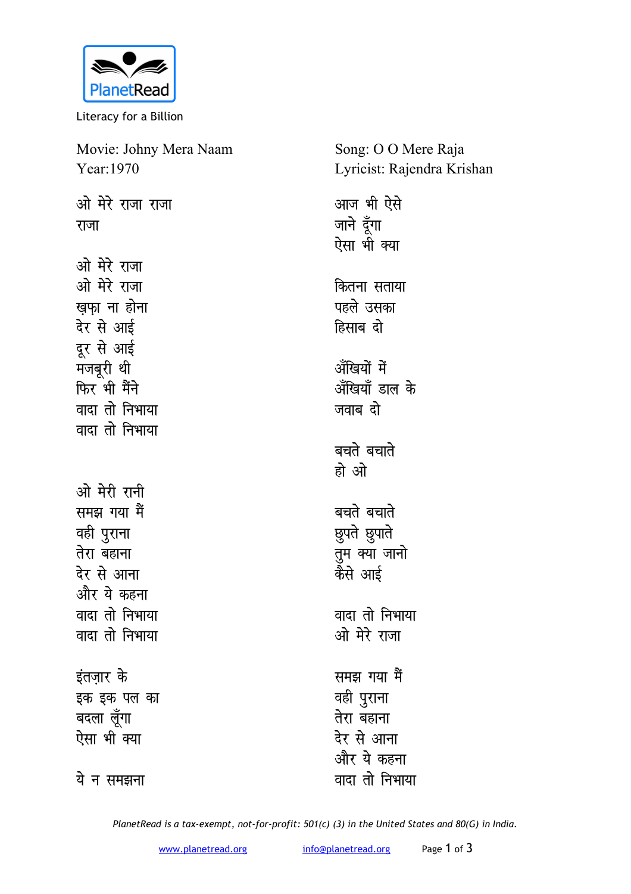PlanetRead

Literacy for a Billion

Movie: Johny Mera Naam
Year:1970

Song: O O Mere Raja
Lyricist: Rajendra Krishan

ओ मेरे राजा राजा
राजा

ओ मेरे राजा
ओ मेरे राजा
ख़फ़ा ना होना
देर से आई
दूर से आई
मजबूरी थी
फिर भी मैंने
वादा तो निभाया
वादा तो निभाया

ओ मेरी रानी
समझ गया मैं
वही पुराना
तेरा बहाना
देर से आना
और ये कहना
वादा तो निभाया
वादा तो निभाया

इंतज़ार के
इक इक पल का
बदला लूँगा
ऐसा भी क्या

ये न समझना
आज भी ऐसे
जाने दूँगा
ऐसा भी क्या

कितना सताया
पहले उसका
हिसाब दो

अँखियों में
अँखियाँ डाल के
जवाब दो

बचते बचाते
हो ओ

बचते बचाते
छुपते छुपाते
तुम क्या जानो
कैसे आई

वादा तो निभाया
ओ मेरे राजा

समझ गया मैं
वही पुराना
तेरा बहाना
देर से आना
और ये कहना
वादा तो निभाया

*PlanetRead is a tax-exempt, not-for-profit: 501(c) (3) in the United States and 80(G) in India.*

www.planetread.org info@planetread.org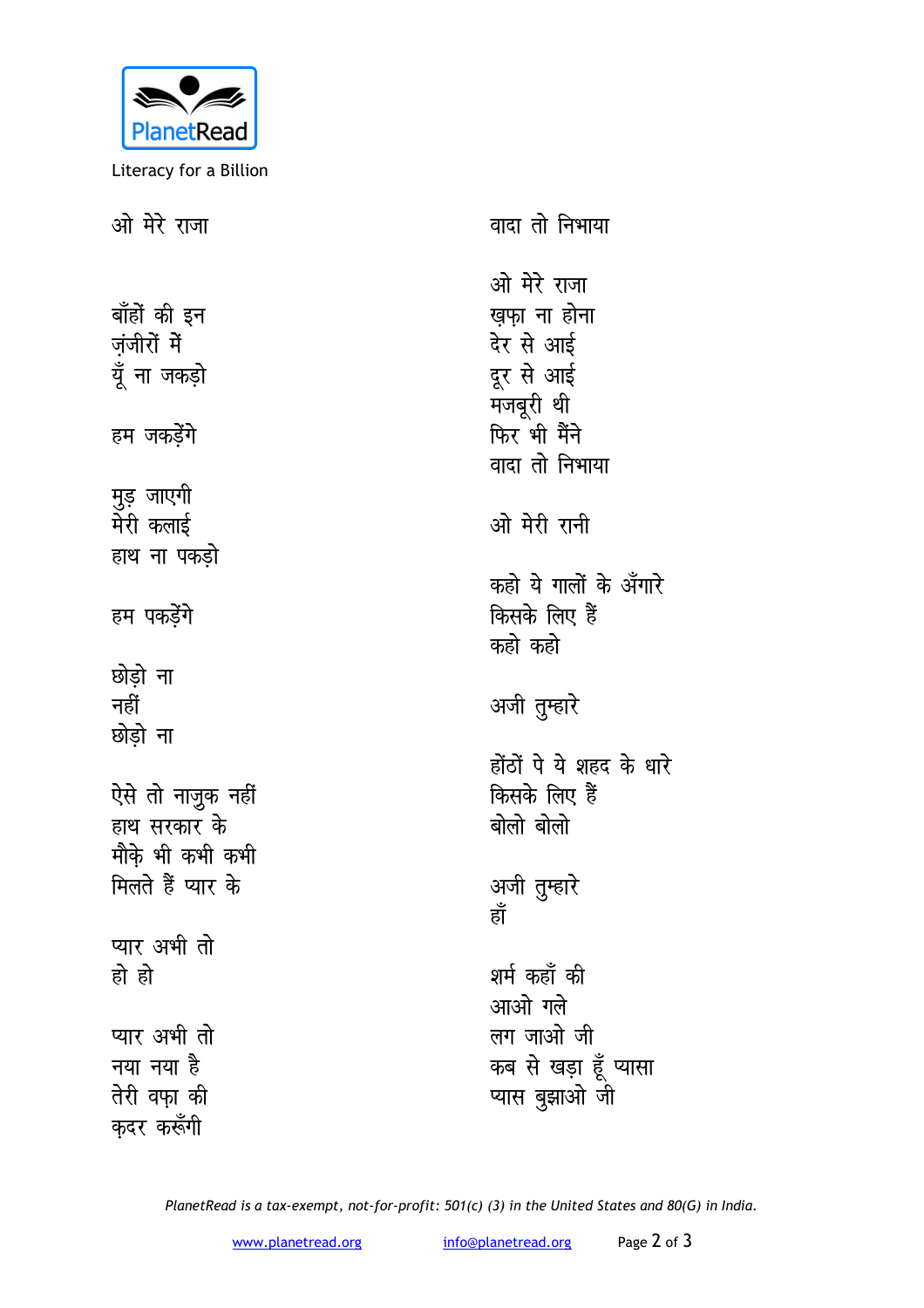ओ मेरे राजा

बाँहों की इन
ज़ंजीरों में
यूँ ना जकड़ो

हम जकड़ेंगे

मुड़ जाएगी
मेरी कलाई
हाथ ना पकड़ो

हम पकड़ेंगे

छोड़ो ना
नहीं
छोड़ो ना

ऐसे तो नाज़ुक नहीं
हाथ सरकार के
मौक़े भी कभी कभी
मिलते हैं प्यार के

प्यार अभी तो
हो हो

प्यार अभी तो
नया नया है
तेरी वफ़ा की
क़दर करूँगी

वादा तो निभाया

ओ मेरे राजा
ख़फ़ा ना होना
देर से आई
दूर से आई
मजबूरी थी
फिर भी मैंने
वादा तो निभाया

ओ मेरी रानी

कहो ये गालों के अँगारे
किसके लिए हैं
कहो कहो

अजी तुम्हारे

होंठों पे ये शहद के धारे
किसके लिए हैं
बोलो बोलो

अजी तुम्हारे
हाँ

शर्म कहाँ की
आओ गले
लग जाओ जी
कब से खड़ा हूँ प्यासा
प्यास बुझाओ जी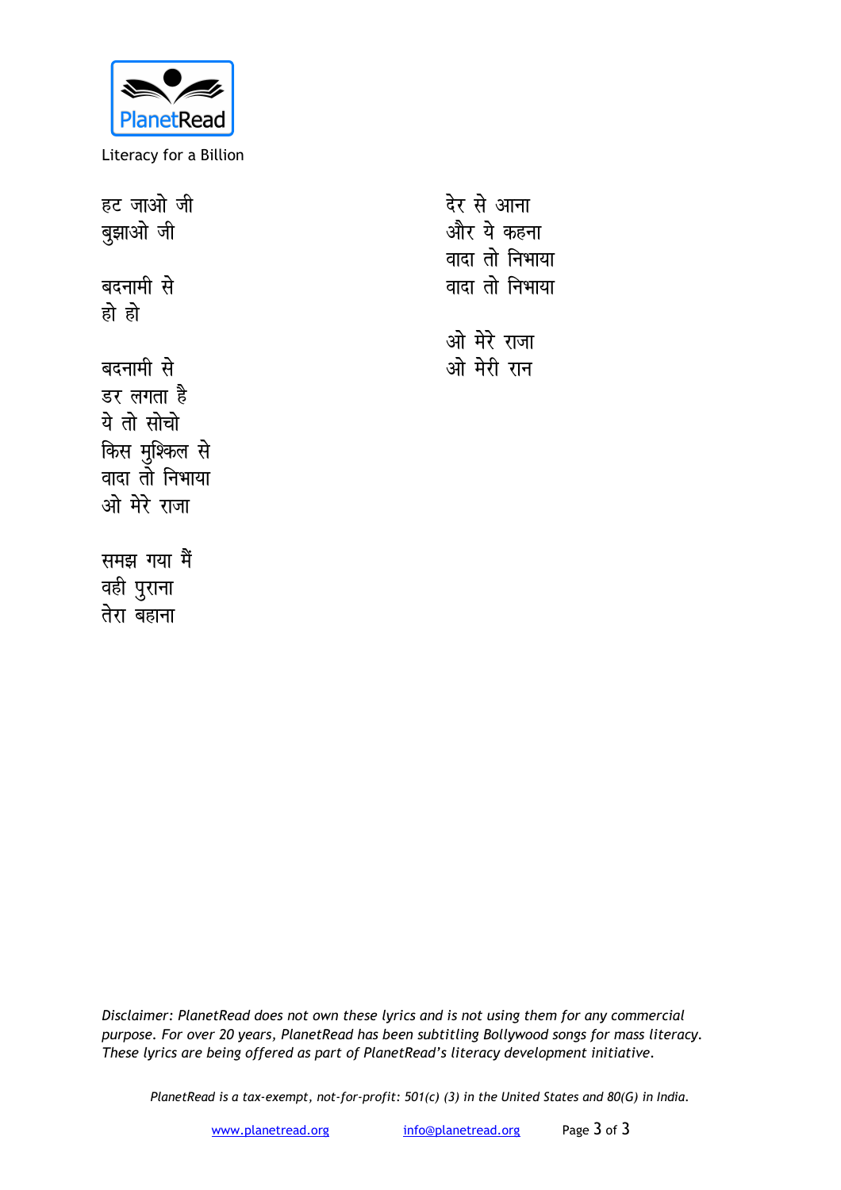PlanetRead

Literacy for a Billion

हट जाओ जी
बुझाओ जी

बदनामी से
हो हो

बदनामी से
डर लगता है
ये तो सोचो
किस मुश्किल से
वादा तो निभाया
ओ मेरे राजा

समझ गया मैं
वही पुराना
तेरा बहाना

देर से आना
और ये कहना
वादा तो निभाया
वादा तो निभाया

ओ मेरे राजा
ओ मेरी रान

*Disclaimer: PlanetRead does not own these lyrics and is not using them for any commercial purpose. For over 20 years, PlanetRead has been subtitling Bollywood songs for mass literacy. These lyrics are being offered as part of PlanetRead's literacy development initiative.*

*PlanetRead is a tax-exempt, not-for-profit: 501(c) (3) in the United States and 80(G) in India.*

www.planetread.org    info@planetread.org